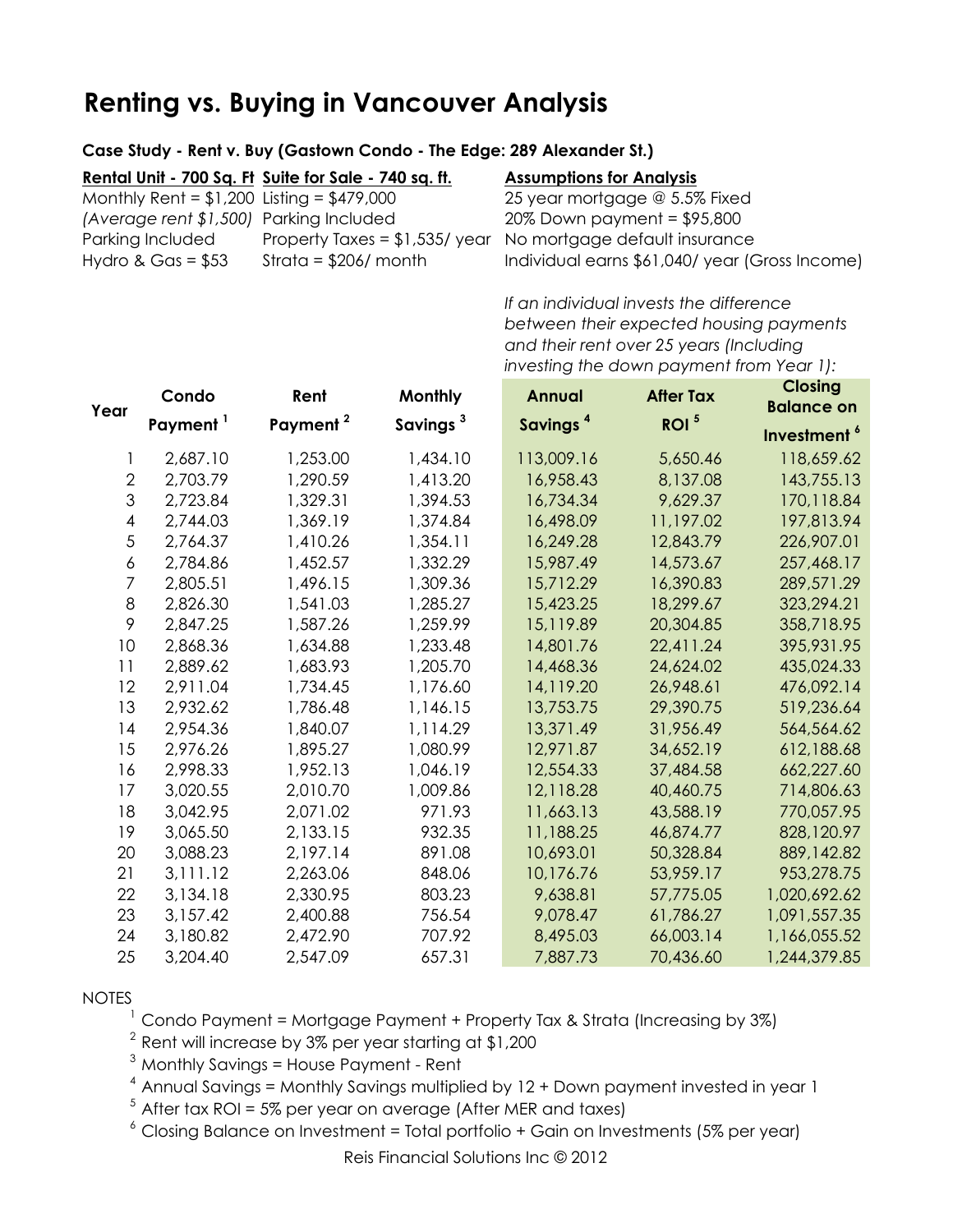# Renting vs. Buying in Vancouver Analysis

**Case Study - Rent v. Buy (Gastown Condo - The Edge: 289 Alexander St.)**

| **Rental Unit - 700 Sq. Ft** | **Suite for Sale - 740 sq. ft.** | **Assumptions for Analysis** |
|---|---|---|
| Monthly Rent = $1,200 | Listing = $479,000 | 25 year mortgage @ 5.5% Fixed |
| *(Average rent $1,500)* | Parking Included | 20% Down payment = $95,800 |
| Parking Included | Property Taxes = $1,535/ year | No mortgage default insurance |
| Hydro & Gas = $53 | Strata = $206/ month | Individual earns $61,040/ year (Gross Income) |

*If an individual invests the difference between their expected housing payments and their rent over 25 years (Including investing the down payment from Year 1):*

| Year | Condo Payment [1] | Rent Payment [2] | Monthly Savings [3] | Annual Savings [4] | After Tax ROI [5] | Closing Balance on Investment [6] |
|---|---|---|---|---|---|---|
| 1 | 2,687.10 | 1,253.00 | 1,434.10 | 113,009.16 | 5,650.46 | 118,659.62 |
| 2 | 2,703.79 | 1,290.59 | 1,413.20 | 16,958.43 | 8,137.08 | 143,755.13 |
| 3 | 2,723.84 | 1,329.31 | 1,394.53 | 16,734.34 | 9,629.37 | 170,118.84 |
| 4 | 2,744.03 | 1,369.19 | 1,374.84 | 16,498.09 | 11,197.02 | 197,813.94 |
| 5 | 2,764.37 | 1,410.26 | 1,354.11 | 16,249.28 | 12,843.79 | 226,907.01 |
| 6 | 2,784.86 | 1,452.57 | 1,332.29 | 15,987.49 | 14,573.67 | 257,468.17 |
| 7 | 2,805.51 | 1,496.15 | 1,309.36 | 15,712.29 | 16,390.83 | 289,571.29 |
| 8 | 2,826.30 | 1,541.03 | 1,285.27 | 15,423.25 | 18,299.67 | 323,294.21 |
| 9 | 2,847.25 | 1,587.26 | 1,259.99 | 15,119.89 | 20,304.85 | 358,718.95 |
| 10 | 2,868.36 | 1,634.88 | 1,233.48 | 14,801.76 | 22,411.24 | 395,931.95 |
| 11 | 2,889.62 | 1,683.93 | 1,205.70 | 14,468.36 | 24,624.02 | 435,024.33 |
| 12 | 2,911.04 | 1,734.45 | 1,176.60 | 14,119.20 | 26,948.61 | 476,092.14 |
| 13 | 2,932.62 | 1,786.48 | 1,146.15 | 13,753.75 | 29,390.75 | 519,236.64 |
| 14 | 2,954.36 | 1,840.07 | 1,114.29 | 13,371.49 | 31,956.49 | 564,564.62 |
| 15 | 2,976.26 | 1,895.27 | 1,080.99 | 12,971.87 | 34,652.19 | 612,188.68 |
| 16 | 2,998.33 | 1,952.13 | 1,046.19 | 12,554.33 | 37,484.58 | 662,227.60 |
| 17 | 3,020.55 | 2,010.70 | 1,009.86 | 12,118.28 | 40,460.75 | 714,806.63 |
| 18 | 3,042.95 | 2,071.02 | 971.93 | 11,663.13 | 43,588.19 | 770,057.95 |
| 19 | 3,065.50 | 2,133.15 | 932.35 | 11,188.25 | 46,874.77 | 828,120.97 |
| 20 | 3,088.23 | 2,197.14 | 891.08 | 10,693.01 | 50,328.84 | 889,142.82 |
| 21 | 3,111.12 | 2,263.06 | 848.06 | 10,176.76 | 53,959.17 | 953,278.75 |
| 22 | 3,134.18 | 2,330.95 | 803.23 | 9,638.81 | 57,775.05 | 1,020,692.62 |
| 23 | 3,157.42 | 2,400.88 | 756.54 | 9,078.47 | 61,786.27 | 1,091,557.35 |
| 24 | 3,180.82 | 2,472.90 | 707.92 | 8,495.03 | 66,003.14 | 1,166,055.52 |
| 25 | 3,204.40 | 2,547.09 | 657.31 | 7,887.73 | 70,436.60 | 1,244,379.85 |

NOTES

[1] Condo Payment = Mortgage Payment + Property Tax & Strata (Increasing by 3%)

[2] Rent will increase by 3% per year starting at $1,200

[3] Monthly Savings = House Payment - Rent

[4] Annual Savings = Monthly Savings multiplied by 12 + Down payment invested in year 1

[5] After tax ROI = 5% per year on average (After MER and taxes)

[6] Closing Balance on Investment = Total portfolio + Gain on Investments (5% per year)

Reis Financial Solutions Inc © 2012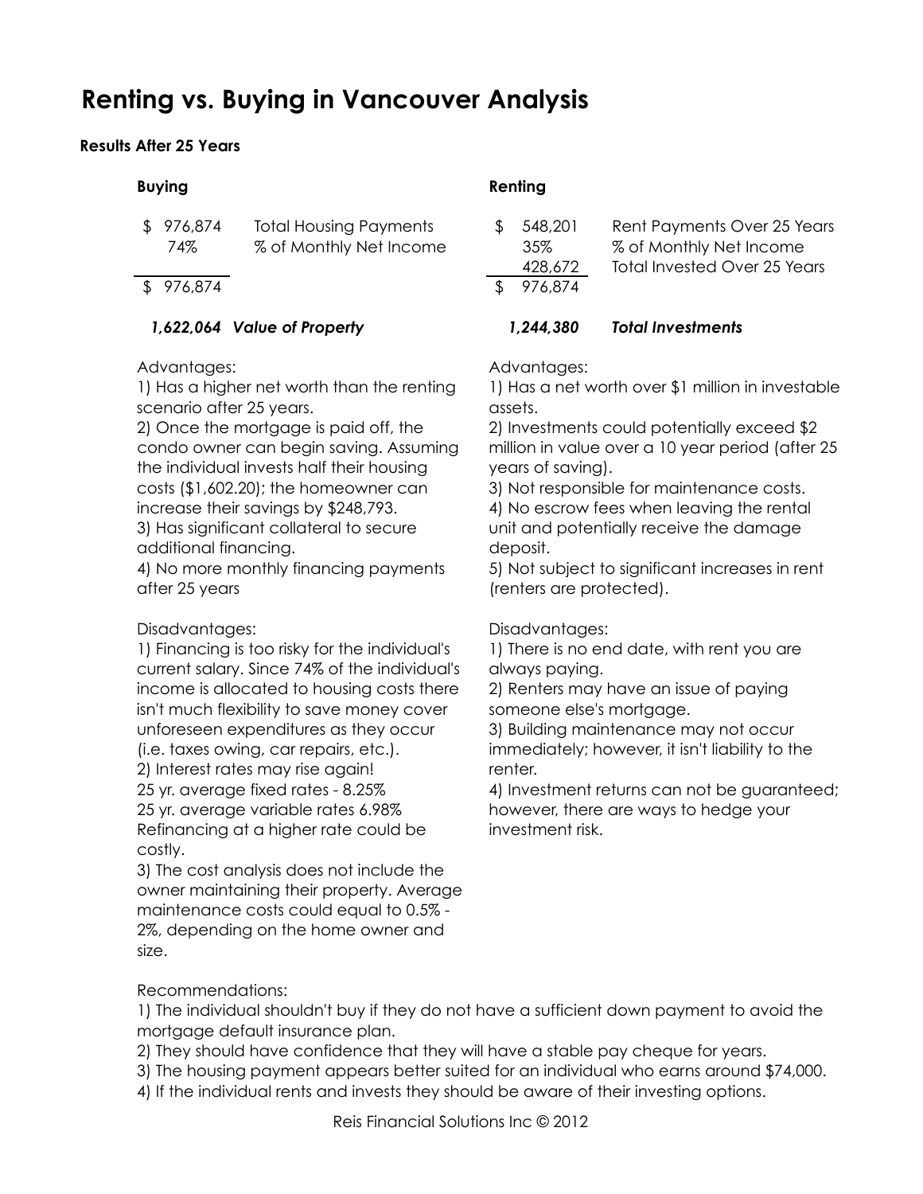# Renting vs. Buying in Vancouver Analysis

**Results After 25 Years**

### Buying

| | |
|---|---|
| $ 976,874 | Total Housing Payments |
| 74% | % of Monthly Net Income |
| $ 976,874 | |

***1,622,064 Value of Property***

Advantages:

1) Has a higher net worth than the renting scenario after 25 years.
2) Once the mortgage is paid off, the condo owner can begin saving. Assuming the individual invests half their housing costs ($1,602.20); the homeowner can increase their savings by $248,793.
3) Has significant collateral to secure additional financing.
4) No more monthly financing payments after 25 years

Disadvantages:

1) Financing is too risky for the individual's current salary. Since 74% of the individual's income is allocated to housing costs there isn't much flexibility to save money cover unforeseen expenditures as they occur (i.e. taxes owing, car repairs, etc.).
2) Interest rates may rise again!
25 yr. average fixed rates - 8.25%
25 yr. average variable rates 6.98%
Refinancing at a higher rate could be costly.
3) The cost analysis does not include the owner maintaining their property. Average maintenance costs could equal to 0.5% - 2%, depending on the home owner and size.

### Renting

| | |
|---|---|
| $ 548,201 | Rent Payments Over 25 Years |
| 35% | % of Monthly Net Income |
| 428,672 | Total Invested Over 25 Years |
| $ 976,874 | |

***1,244,380 Total Investments***

Advantages:

1) Has a net worth over $1 million in investable assets.
2) Investments could potentially exceed $2 million in value over a 10 year period (after 25 years of saving).
3) Not responsible for maintenance costs.
4) No escrow fees when leaving the rental unit and potentially receive the damage deposit.
5) Not subject to significant increases in rent (renters are protected).

Disadvantages:

1) There is no end date, with rent you are always paying.
2) Renters may have an issue of paying someone else's mortgage.
3) Building maintenance may not occur immediately; however, it isn't liability to the renter.
4) Investment returns can not be guaranteed; however, there are ways to hedge your investment risk.

Recommendations:

1) The individual shouldn't buy if they do not have a sufficient down payment to avoid the mortgage default insurance plan.
2) They should have confidence that they will have a stable pay cheque for years.
3) The housing payment appears better suited for an individual who earns around $74,000.
4) If the individual rents and invests they should be aware of their investing options.

Reis Financial Solutions Inc © 2012